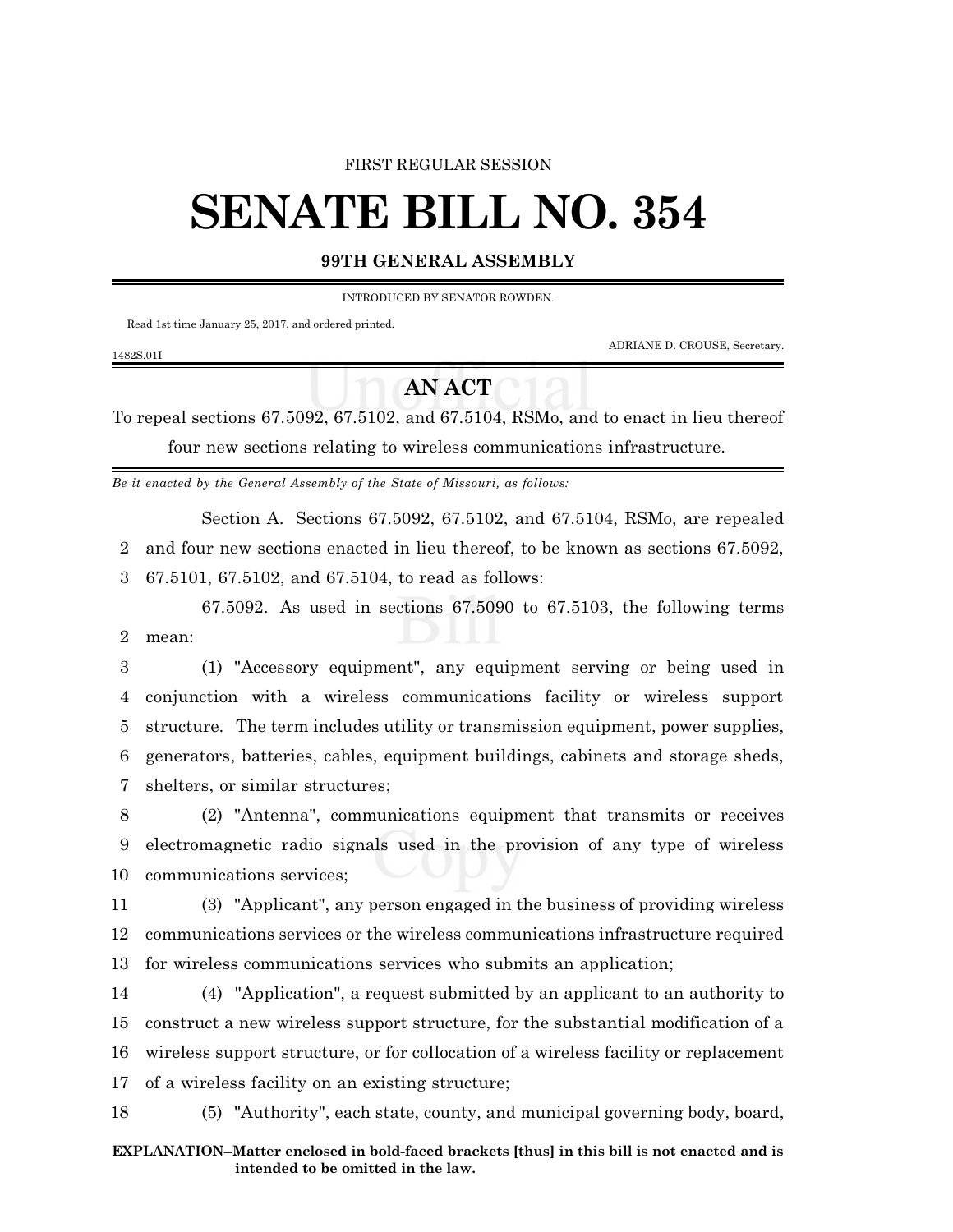FIRST REGULAR SESSION

# SENATE BILL NO. 354

## 99TH GENERAL ASSEMBLY

INTRODUCED BY SENATOR ROWDEN.

Read 1st time January 25, 2017, and ordered printed.

ADRIANE D. CROUSE, Secretary.

1482S.01I

## AN ACT

To repeal sections 67.5092, 67.5102, and 67.5104, RSMo, and to enact in lieu thereof four new sections relating to wireless communications infrastructure.

*Be it enacted by the General Assembly of the State of Missouri, as follows:*

Section A. Sections 67.5092, 67.5102, and 67.5104, RSMo, are repealed
2 and four new sections enacted in lieu thereof, to be known as sections 67.5092,
3 67.5101, 67.5102, and 67.5104, to read as follows:

67.5092. As used in sections 67.5090 to 67.5103, the following terms
2 mean:

3 (1) "Accessory equipment", any equipment serving or being used in
4 conjunction with a wireless communications facility or wireless support
5 structure. The term includes utility or transmission equipment, power supplies,
6 generators, batteries, cables, equipment buildings, cabinets and storage sheds,
7 shelters, or similar structures;

8 (2) "Antenna", communications equipment that transmits or receives
9 electromagnetic radio signals used in the provision of any type of wireless
10 communications services;

11 (3) "Applicant", any person engaged in the business of providing wireless
12 communications services or the wireless communications infrastructure required
13 for wireless communications services who submits an application;

14 (4) "Application", a request submitted by an applicant to an authority to
15 construct a new wireless support structure, for the substantial modification of a
16 wireless support structure, or for collocation of a wireless facility or replacement
17 of a wireless facility on an existing structure;

18 (5) "Authority", each state, county, and municipal governing body, board,

**EXPLANATION–Matter enclosed in bold-faced brackets [thus] in this bill is not enacted and is intended to be omitted in the law.**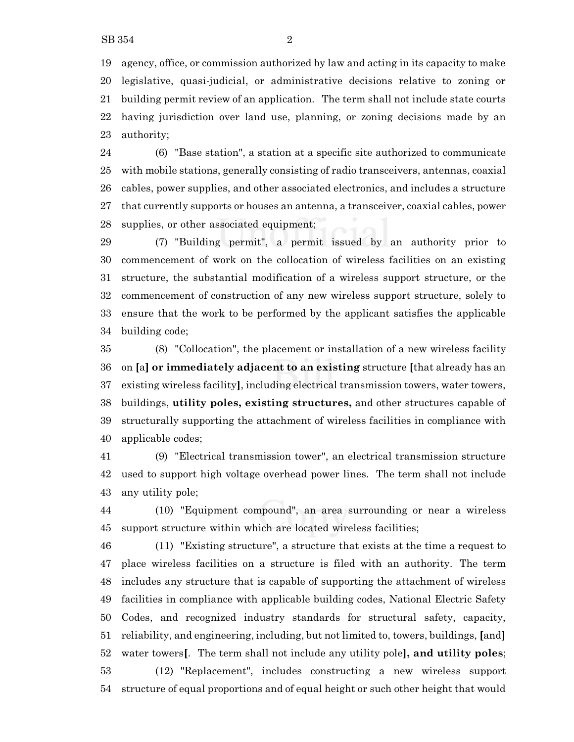agency, office, or commission authorized by law and acting in its capacity to make legislative, quasi-judicial, or administrative decisions relative to zoning or building permit review of an application. The term shall not include state courts having jurisdiction over land use, planning, or zoning decisions made by an authority;

(6) "Base station", a station at a specific site authorized to communicate with mobile stations, generally consisting of radio transceivers, antennas, coaxial cables, power supplies, and other associated electronics, and includes a structure that currently supports or houses an antenna, a transceiver, coaxial cables, power supplies, or other associated equipment;

(7) "Building permit", a permit issued by an authority prior to commencement of work on the collocation of wireless facilities on an existing structure, the substantial modification of a wireless support structure, or the commencement of construction of any new wireless support structure, solely to ensure that the work to be performed by the applicant satisfies the applicable building code;

(8) "Collocation", the placement or installation of a new wireless facility on **[**a**] or immediately adjacent to an existing** structure **[**that already has an existing wireless facility**]**, including electrical transmission towers, water towers, buildings, **utility poles, existing structures,** and other structures capable of structurally supporting the attachment of wireless facilities in compliance with applicable codes;

(9) "Electrical transmission tower", an electrical transmission structure used to support high voltage overhead power lines. The term shall not include any utility pole;

(10) "Equipment compound", an area surrounding or near a wireless support structure within which are located wireless facilities;

(11) "Existing structure", a structure that exists at the time a request to place wireless facilities on a structure is filed with an authority. The term includes any structure that is capable of supporting the attachment of wireless facilities in compliance with applicable building codes, National Electric Safety Codes, and recognized industry standards for structural safety, capacity, reliability, and engineering, including, but not limited to, towers, buildings, **[**and**]** water towers**[**. The term shall not include any utility pole**], and utility poles**;

(12) "Replacement", includes constructing a new wireless support structure of equal proportions and of equal height or such other height that would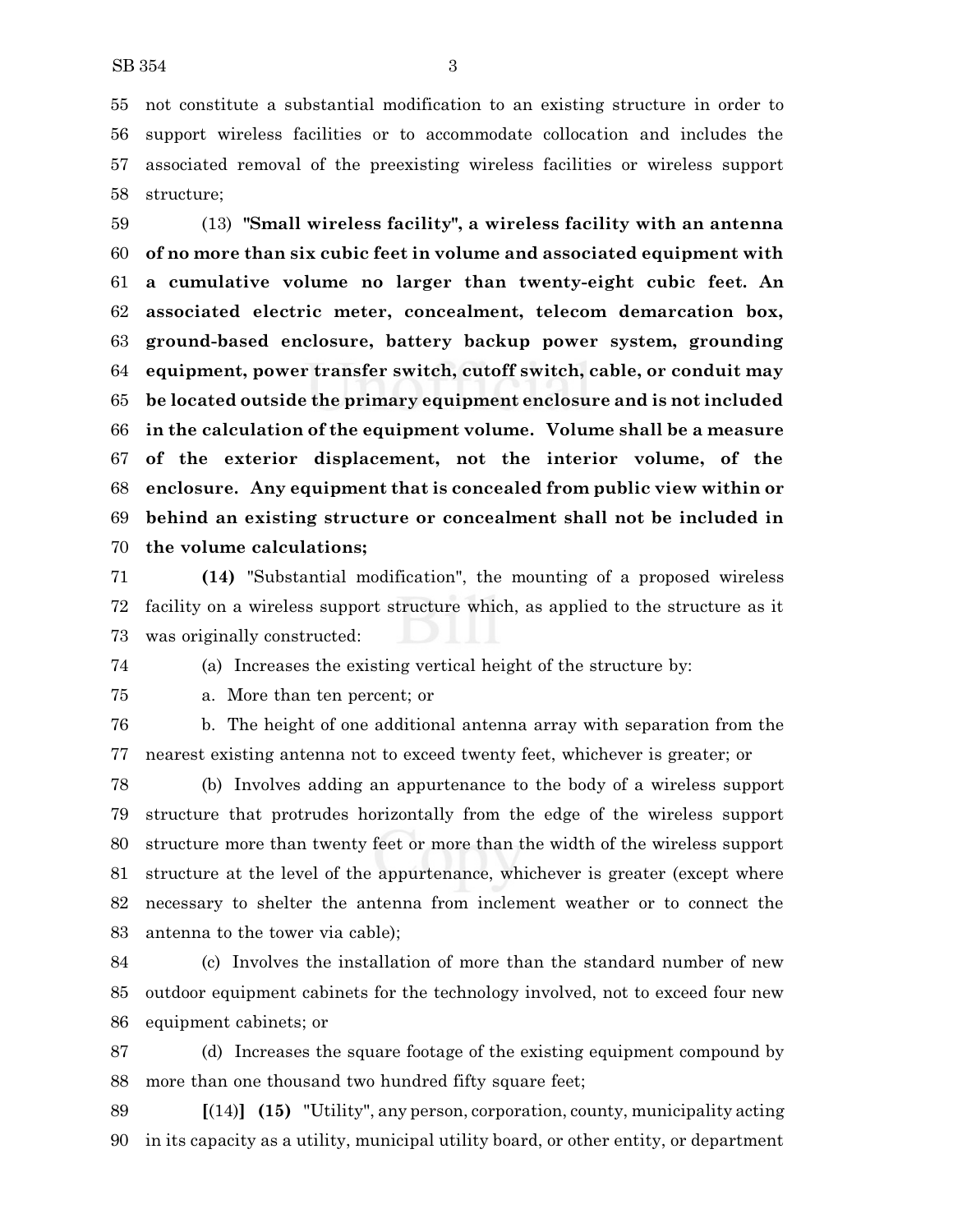not constitute a substantial modification to an existing structure in order to support wireless facilities or to accommodate collocation and includes the associated removal of the preexisting wireless facilities or wireless support structure;

(13) **"Small wireless facility", a wireless facility with an antenna of no more than six cubic feet in volume and associated equipment with a cumulative volume no larger than twenty-eight cubic feet. An associated electric meter, concealment, telecom demarcation box, ground-based enclosure, battery backup power system, grounding equipment, power transfer switch, cutoff switch, cable, or conduit may be located outside the primary equipment enclosure and is not included in the calculation of the equipment volume. Volume shall be a measure of the exterior displacement, not the interior volume, of the enclosure. Any equipment that is concealed from public view within or behind an existing structure or concealment shall not be included in the volume calculations;**

**(14)** "Substantial modification", the mounting of a proposed wireless facility on a wireless support structure which, as applied to the structure as it was originally constructed:

(a) Increases the existing vertical height of the structure by:

a. More than ten percent; or

b. The height of one additional antenna array with separation from the nearest existing antenna not to exceed twenty feet, whichever is greater; or

(b) Involves adding an appurtenance to the body of a wireless support structure that protrudes horizontally from the edge of the wireless support structure more than twenty feet or more than the width of the wireless support structure at the level of the appurtenance, whichever is greater (except where necessary to shelter the antenna from inclement weather or to connect the antenna to the tower via cable);

(c) Involves the installation of more than the standard number of new outdoor equipment cabinets for the technology involved, not to exceed four new equipment cabinets; or

(d) Increases the square footage of the existing equipment compound by more than one thousand two hundred fifty square feet;

**[**(14)**]** **(15)** "Utility", any person, corporation, county, municipality acting in its capacity as a utility, municipal utility board, or other entity, or department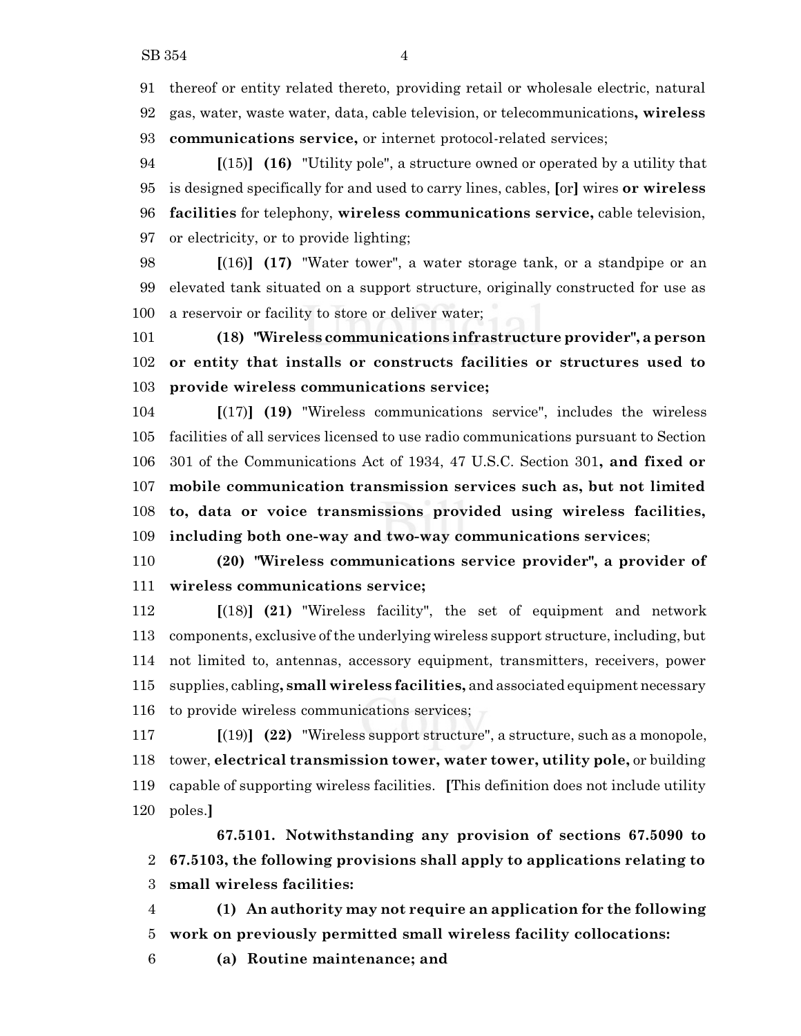91 thereof or entity related thereto, providing retail or wholesale electric, natural
92 gas, water, waste water, data, cable television, or telecommunications**, wireless**
93 **communications service,** or internet protocol-related services;

94 **[**(15)**] (16)** "Utility pole", a structure owned or operated by a utility that
95 is designed specifically for and used to carry lines, cables, **[**or**]** wires **or wireless**
96 **facilities** for telephony, **wireless communications service,** cable television,
97 or electricity, or to provide lighting;

98 **[**(16)**] (17)** "Water tower", a water storage tank, or a standpipe or an
99 elevated tank situated on a support structure, originally constructed for use as
100 a reservoir or facility to store or deliver water;

101 **(18) "Wireless communications infrastructure provider", a person**
102 **or entity that installs or constructs facilities or structures used to**
103 **provide wireless communications service;**

104 **[**(17)**] (19)** "Wireless communications service", includes the wireless
105 facilities of all services licensed to use radio communications pursuant to Section
106 301 of the Communications Act of 1934, 47 U.S.C. Section 301**, and fixed or**
107 **mobile communication transmission services such as, but not limited**
108 **to, data or voice transmissions provided using wireless facilities,**
109 **including both one-way and two-way communications services**;

110 **(20) "Wireless communications service provider", a provider of**
111 **wireless communications service;**

112 **[**(18)**] (21)** "Wireless facility", the set of equipment and network
113 components, exclusive of the underlying wireless support structure, including, but
114 not limited to, antennas, accessory equipment, transmitters, receivers, power
115 supplies, cabling**, small wireless facilities,** and associated equipment necessary
116 to provide wireless communications services;

117 **[**(19)**] (22)** "Wireless support structure", a structure, such as a monopole,
118 tower, **electrical transmission tower, water tower, utility pole,** or building
119 capable of supporting wireless facilities. **[**This definition does not include utility
120 poles.**]**

**67.5101. Notwithstanding any provision of sections 67.5090 to**
2 **67.5103, the following provisions shall apply to applications relating to**
3 **small wireless facilities:**

4 **(1) An authority may not require an application for the following**
5 **work on previously permitted small wireless facility collocations:**

6 **(a) Routine maintenance; and**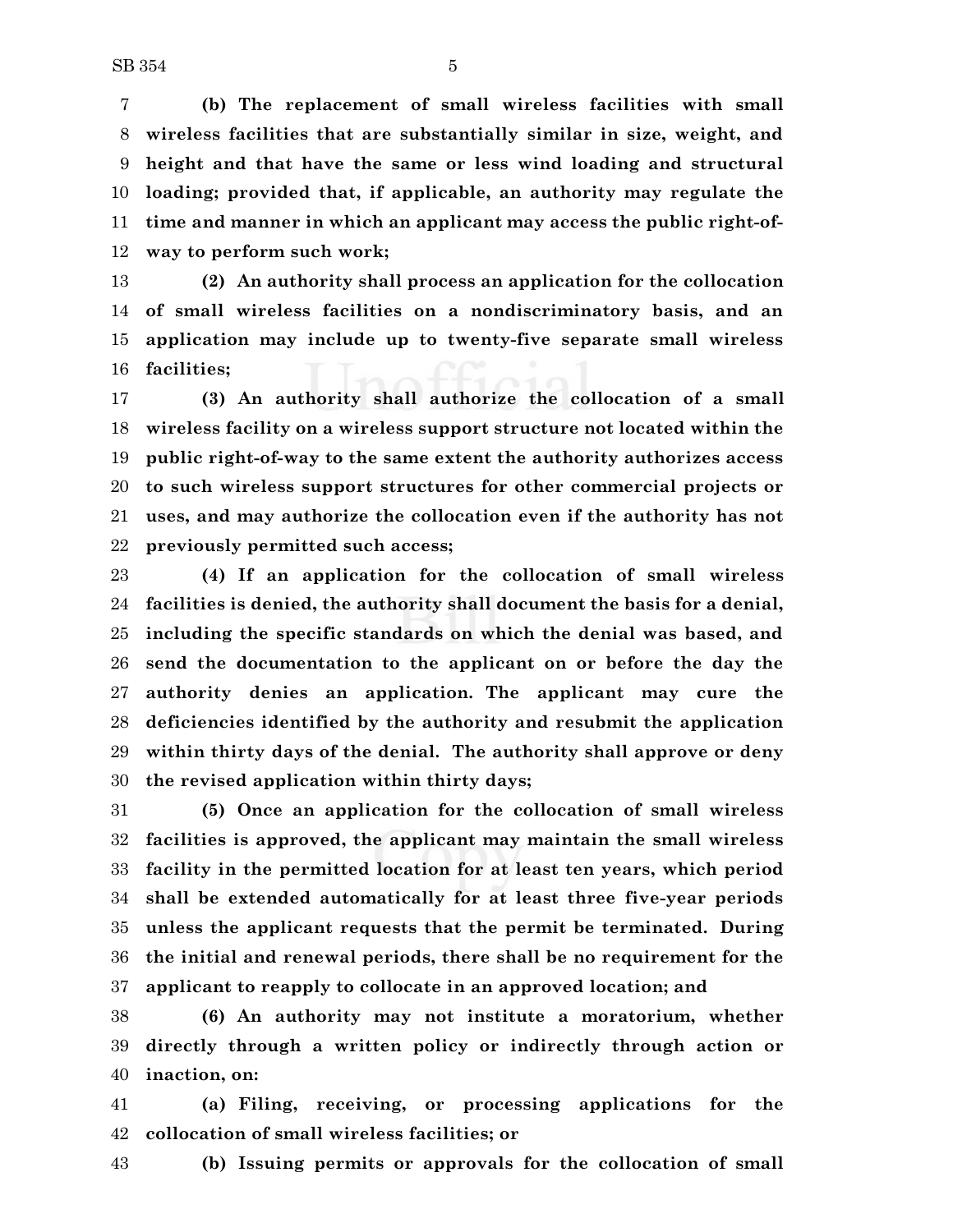**(b) The replacement of small wireless facilities with small wireless facilities that are substantially similar in size, weight, and height and that have the same or less wind loading and structural loading; provided that, if applicable, an authority may regulate the time and manner in which an applicant may access the public right-of-way to perform such work;**

**(2) An authority shall process an application for the collocation of small wireless facilities on a nondiscriminatory basis, and an application may include up to twenty-five separate small wireless facilities;**

**(3) An authority shall authorize the collocation of a small wireless facility on a wireless support structure not located within the public right-of-way to the same extent the authority authorizes access to such wireless support structures for other commercial projects or uses, and may authorize the collocation even if the authority has not previously permitted such access;**

**(4) If an application for the collocation of small wireless facilities is denied, the authority shall document the basis for a denial, including the specific standards on which the denial was based, and send the documentation to the applicant on or before the day the authority denies an application. The applicant may cure the deficiencies identified by the authority and resubmit the application within thirty days of the denial. The authority shall approve or deny the revised application within thirty days;**

**(5) Once an application for the collocation of small wireless facilities is approved, the applicant may maintain the small wireless facility in the permitted location for at least ten years, which period shall be extended automatically for at least three five-year periods unless the applicant requests that the permit be terminated. During the initial and renewal periods, there shall be no requirement for the applicant to reapply to collocate in an approved location; and**

**(6) An authority may not institute a moratorium, whether directly through a written policy or indirectly through action or inaction, on:**

**(a) Filing, receiving, or processing applications for the collocation of small wireless facilities; or**

**(b) Issuing permits or approvals for the collocation of small**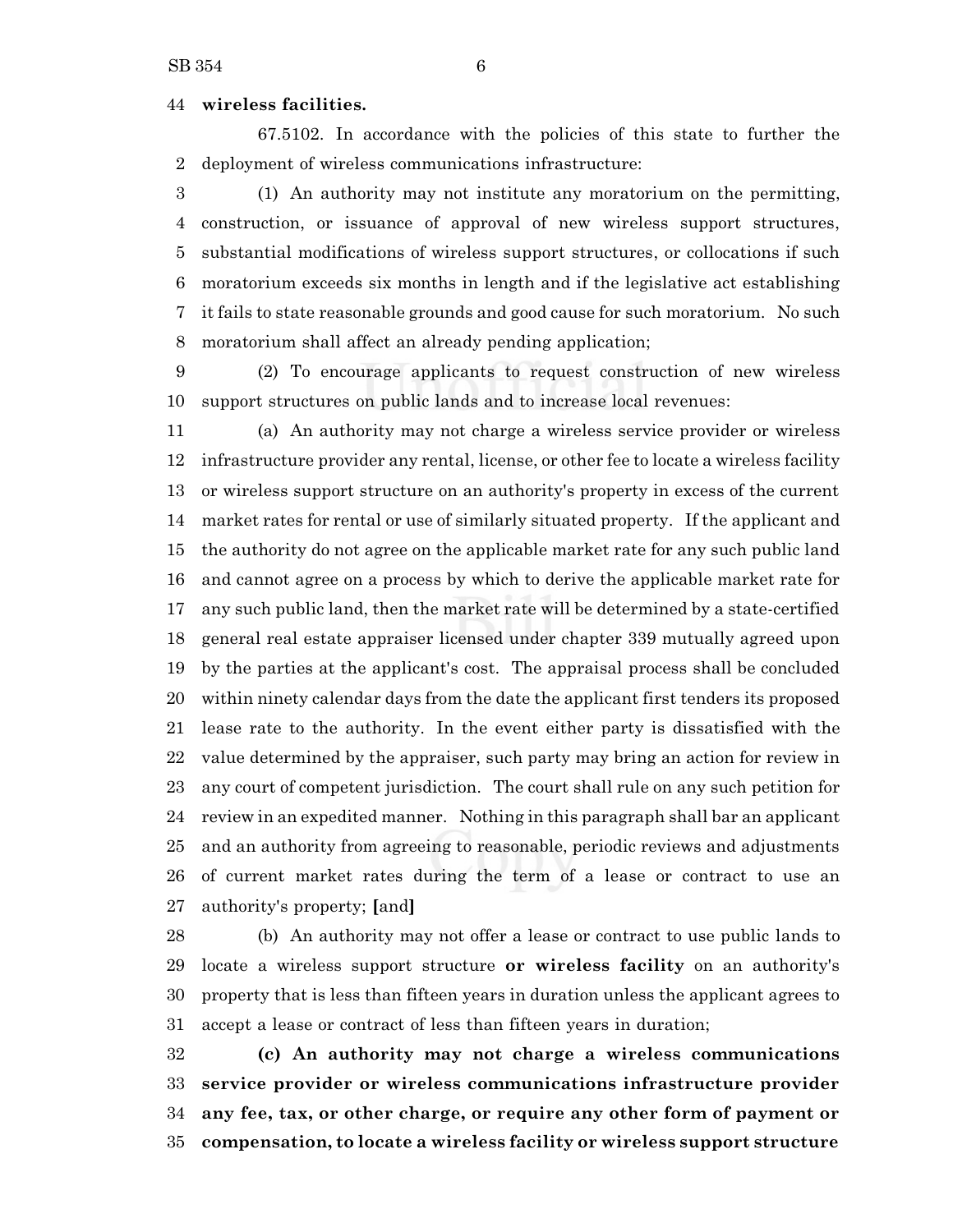**wireless facilities.**

67.5102. In accordance with the policies of this state to further the deployment of wireless communications infrastructure:

(1) An authority may not institute any moratorium on the permitting, construction, or issuance of approval of new wireless support structures, substantial modifications of wireless support structures, or collocations if such moratorium exceeds six months in length and if the legislative act establishing it fails to state reasonable grounds and good cause for such moratorium. No such moratorium shall affect an already pending application;

(2) To encourage applicants to request construction of new wireless support structures on public lands and to increase local revenues:

(a) An authority may not charge a wireless service provider or wireless infrastructure provider any rental, license, or other fee to locate a wireless facility or wireless support structure on an authority's property in excess of the current market rates for rental or use of similarly situated property. If the applicant and the authority do not agree on the applicable market rate for any such public land and cannot agree on a process by which to derive the applicable market rate for any such public land, then the market rate will be determined by a state-certified general real estate appraiser licensed under chapter 339 mutually agreed upon by the parties at the applicant's cost. The appraisal process shall be concluded within ninety calendar days from the date the applicant first tenders its proposed lease rate to the authority. In the event either party is dissatisfied with the value determined by the appraiser, such party may bring an action for review in any court of competent jurisdiction. The court shall rule on any such petition for review in an expedited manner. Nothing in this paragraph shall bar an applicant and an authority from agreeing to reasonable, periodic reviews and adjustments of current market rates during the term of a lease or contract to use an authority's property; **[**and**]**

(b) An authority may not offer a lease or contract to use public lands to locate a wireless support structure **or wireless facility** on an authority's property that is less than fifteen years in duration unless the applicant agrees to accept a lease or contract of less than fifteen years in duration;

**(c) An authority may not charge a wireless communications service provider or wireless communications infrastructure provider any fee, tax, or other charge, or require any other form of payment or compensation, to locate a wireless facility or wireless support structure**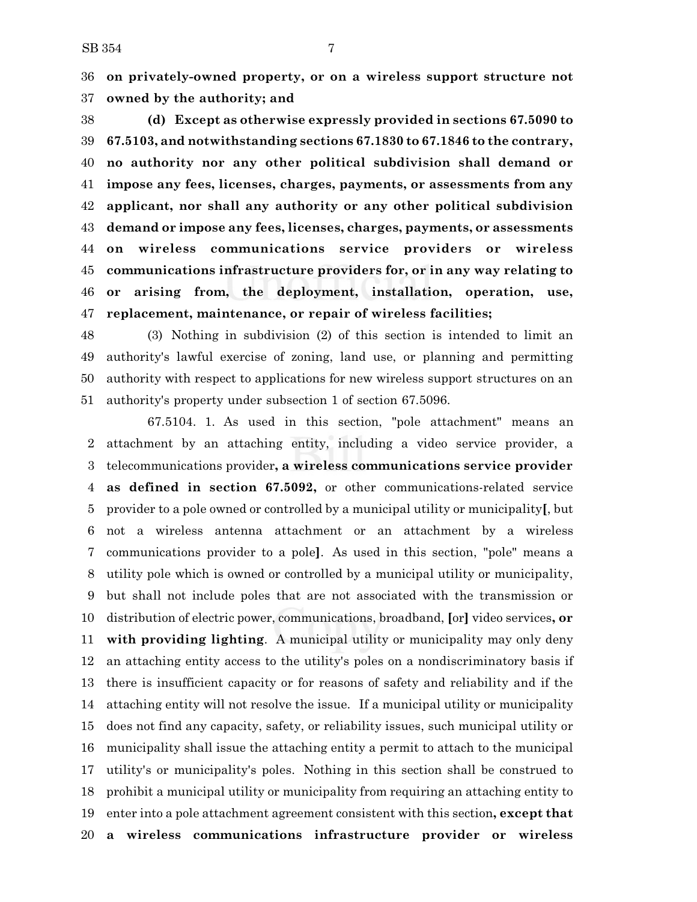**on privately-owned property, or on a wireless support structure not owned by the authority; and**

**(d) Except as otherwise expressly provided in sections 67.5090 to 67.5103, and notwithstanding sections 67.1830 to 67.1846 to the contrary, no authority nor any other political subdivision shall demand or impose any fees, licenses, charges, payments, or assessments from any applicant, nor shall any authority or any other political subdivision demand or impose any fees, licenses, charges, payments, or assessments on wireless communications service providers or wireless communications infrastructure providers for, or in any way relating to or arising from, the deployment, installation, operation, use, replacement, maintenance, or repair of wireless facilities;**

(3) Nothing in subdivision (2) of this section is intended to limit an authority's lawful exercise of zoning, land use, or planning and permitting authority with respect to applications for new wireless support structures on an authority's property under subsection 1 of section 67.5096.

67.5104. 1. As used in this section, "pole attachment" means an attachment by an attaching entity, including a video service provider, a telecommunications provider**, a wireless communications service provider as defined in section 67.5092,** or other communications-related service provider to a pole owned or controlled by a municipal utility or municipality**[**, but not a wireless antenna attachment or an attachment by a wireless communications provider to a pole**]**. As used in this section, "pole" means a utility pole which is owned or controlled by a municipal utility or municipality, but shall not include poles that are not associated with the transmission or distribution of electric power, communications, broadband, **[**or**]** video services**, or with providing lighting**. A municipal utility or municipality may only deny an attaching entity access to the utility's poles on a nondiscriminatory basis if there is insufficient capacity or for reasons of safety and reliability and if the attaching entity will not resolve the issue. If a municipal utility or municipality does not find any capacity, safety, or reliability issues, such municipal utility or municipality shall issue the attaching entity a permit to attach to the municipal utility's or municipality's poles. Nothing in this section shall be construed to prohibit a municipal utility or municipality from requiring an attaching entity to enter into a pole attachment agreement consistent with this section**, except that a wireless communications infrastructure provider or wireless**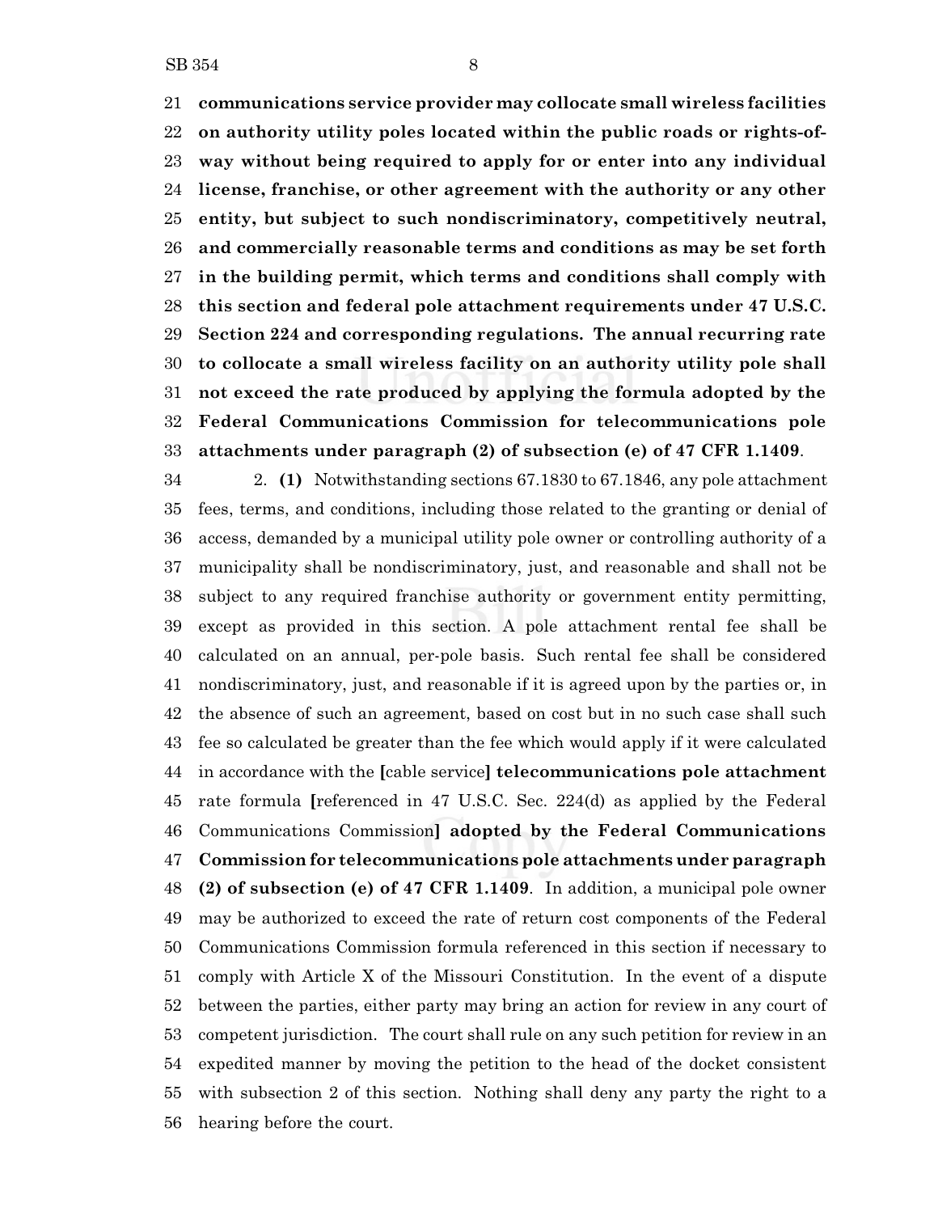**communications service provider may collocate small wireless facilities on authority utility poles located within the public roads or rights-of-way without being required to apply for or enter into any individual license, franchise, or other agreement with the authority or any other entity, but subject to such nondiscriminatory, competitively neutral, and commercially reasonable terms and conditions as may be set forth in the building permit, which terms and conditions shall comply with this section and federal pole attachment requirements under 47 U.S.C. Section 224 and corresponding regulations. The annual recurring rate to collocate a small wireless facility on an authority utility pole shall not exceed the rate produced by applying the formula adopted by the Federal Communications Commission for telecommunications pole attachments under paragraph (2) of subsection (e) of 47 CFR 1.1409**.

2. **(1)** Notwithstanding sections 67.1830 to 67.1846, any pole attachment fees, terms, and conditions, including those related to the granting or denial of access, demanded by a municipal utility pole owner or controlling authority of a municipality shall be nondiscriminatory, just, and reasonable and shall not be subject to any required franchise authority or government entity permitting, except as provided in this section. A pole attachment rental fee shall be calculated on an annual, per-pole basis. Such rental fee shall be considered nondiscriminatory, just, and reasonable if it is agreed upon by the parties or, in the absence of such an agreement, based on cost but in no such case shall such fee so calculated be greater than the fee which would apply if it were calculated in accordance with the **[**cable service**] telecommunications pole attachment** rate formula **[**referenced in 47 U.S.C. Sec. 224(d) as applied by the Federal Communications Commission**] adopted by the Federal Communications Commission for telecommunications pole attachments under paragraph (2) of subsection (e) of 47 CFR 1.1409**. In addition, a municipal pole owner may be authorized to exceed the rate of return cost components of the Federal Communications Commission formula referenced in this section if necessary to comply with Article X of the Missouri Constitution. In the event of a dispute between the parties, either party may bring an action for review in any court of competent jurisdiction. The court shall rule on any such petition for review in an expedited manner by moving the petition to the head of the docket consistent with subsection 2 of this section. Nothing shall deny any party the right to a hearing before the court.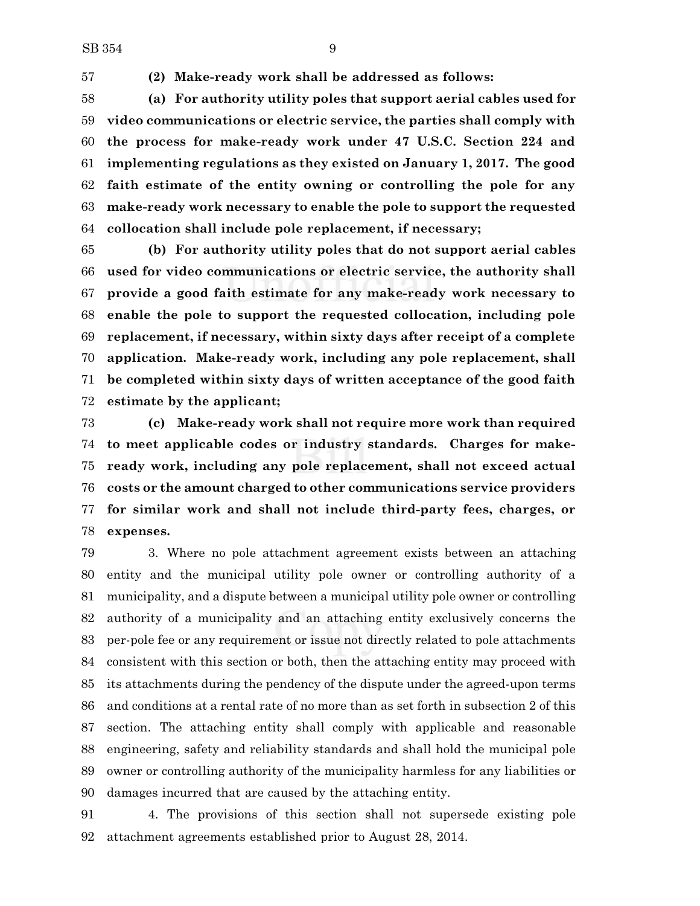**(2) Make-ready work shall be addressed as follows:**

**(a) For authority utility poles that support aerial cables used for video communications or electric service, the parties shall comply with the process for make-ready work under 47 U.S.C. Section 224 and implementing regulations as they existed on January 1, 2017. The good faith estimate of the entity owning or controlling the pole for any make-ready work necessary to enable the pole to support the requested collocation shall include pole replacement, if necessary;**

**(b) For authority utility poles that do not support aerial cables used for video communications or electric service, the authority shall provide a good faith estimate for any make-ready work necessary to enable the pole to support the requested collocation, including pole replacement, if necessary, within sixty days after receipt of a complete application. Make-ready work, including any pole replacement, shall be completed within sixty days of written acceptance of the good faith estimate by the applicant;**

**(c) Make-ready work shall not require more work than required to meet applicable codes or industry standards. Charges for make-ready work, including any pole replacement, shall not exceed actual costs or the amount charged to other communications service providers for similar work and shall not include third-party fees, charges, or expenses.**

3. Where no pole attachment agreement exists between an attaching entity and the municipal utility pole owner or controlling authority of a municipality, and a dispute between a municipal utility pole owner or controlling authority of a municipality and an attaching entity exclusively concerns the per-pole fee or any requirement or issue not directly related to pole attachments consistent with this section or both, then the attaching entity may proceed with its attachments during the pendency of the dispute under the agreed-upon terms and conditions at a rental rate of no more than as set forth in subsection 2 of this section. The attaching entity shall comply with applicable and reasonable engineering, safety and reliability standards and shall hold the municipal pole owner or controlling authority of the municipality harmless for any liabilities or damages incurred that are caused by the attaching entity.

4. The provisions of this section shall not supersede existing pole attachment agreements established prior to August 28, 2014.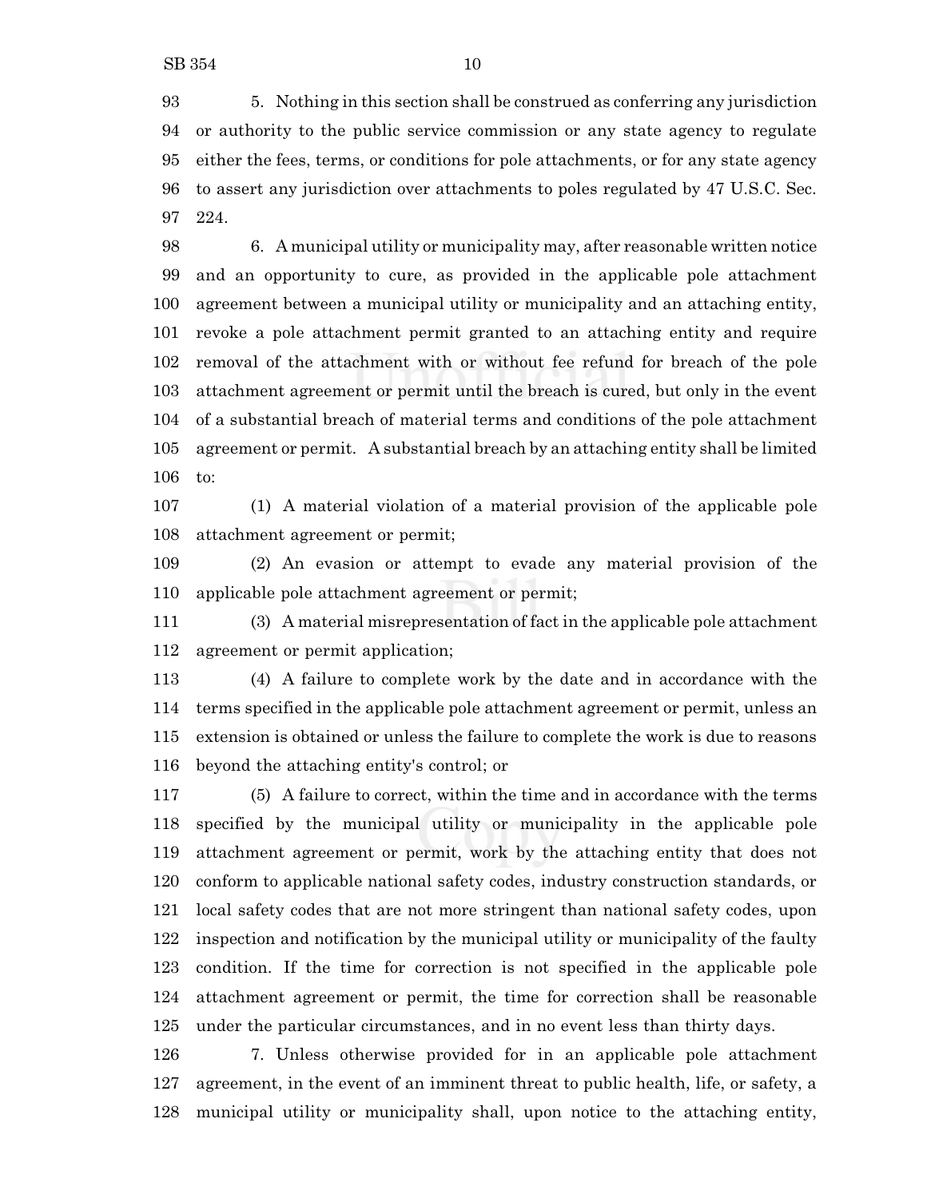5. Nothing in this section shall be construed as conferring any jurisdiction or authority to the public service commission or any state agency to regulate either the fees, terms, or conditions for pole attachments, or for any state agency to assert any jurisdiction over attachments to poles regulated by 47 U.S.C. Sec. 224.

6. A municipal utility or municipality may, after reasonable written notice and an opportunity to cure, as provided in the applicable pole attachment agreement between a municipal utility or municipality and an attaching entity, revoke a pole attachment permit granted to an attaching entity and require removal of the attachment with or without fee refund for breach of the pole attachment agreement or permit until the breach is cured, but only in the event of a substantial breach of material terms and conditions of the pole attachment agreement or permit. A substantial breach by an attaching entity shall be limited to:

(1) A material violation of a material provision of the applicable pole attachment agreement or permit;

(2) An evasion or attempt to evade any material provision of the applicable pole attachment agreement or permit;

(3) A material misrepresentation of fact in the applicable pole attachment agreement or permit application;

(4) A failure to complete work by the date and in accordance with the terms specified in the applicable pole attachment agreement or permit, unless an extension is obtained or unless the failure to complete the work is due to reasons beyond the attaching entity's control; or

(5) A failure to correct, within the time and in accordance with the terms specified by the municipal utility or municipality in the applicable pole attachment agreement or permit, work by the attaching entity that does not conform to applicable national safety codes, industry construction standards, or local safety codes that are not more stringent than national safety codes, upon inspection and notification by the municipal utility or municipality of the faulty condition. If the time for correction is not specified in the applicable pole attachment agreement or permit, the time for correction shall be reasonable under the particular circumstances, and in no event less than thirty days.

7. Unless otherwise provided for in an applicable pole attachment agreement, in the event of an imminent threat to public health, life, or safety, a municipal utility or municipality shall, upon notice to the attaching entity,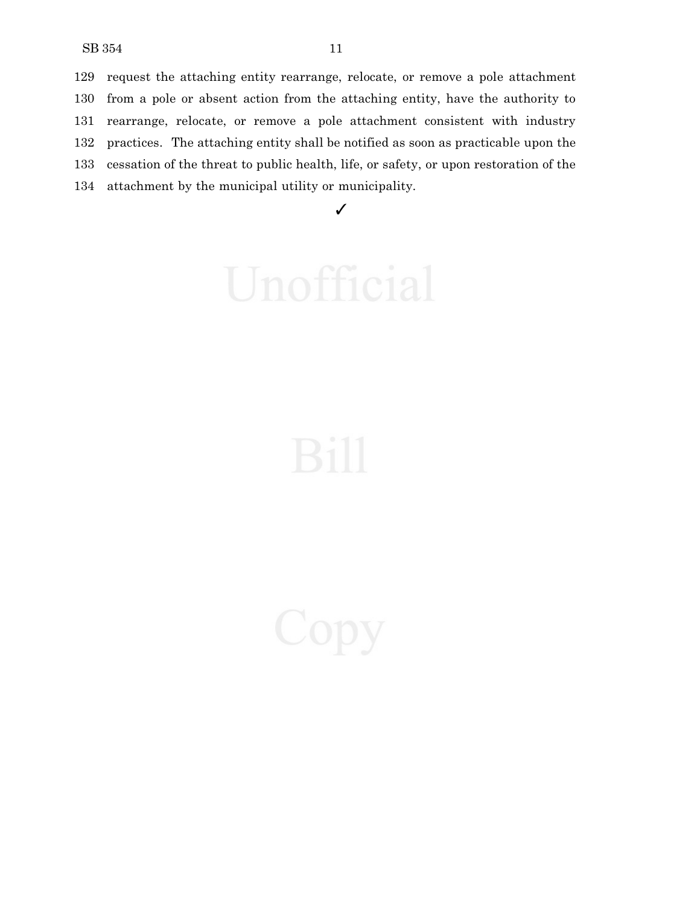request the attaching entity rearrange, relocate, or remove a pole attachment from a pole or absent action from the attaching entity, have the authority to rearrange, relocate, or remove a pole attachment consistent with industry practices. The attaching entity shall be notified as soon as practicable upon the cessation of the threat to public health, life, or safety, or upon restoration of the attachment by the municipal utility or municipality.

✓